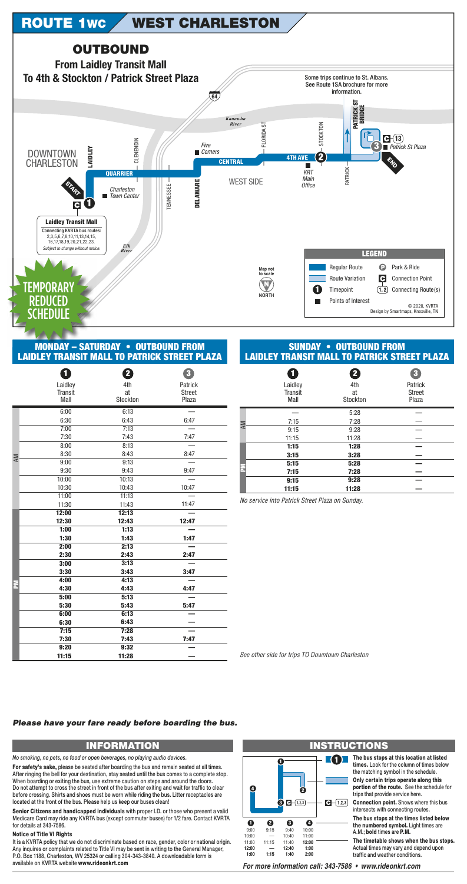# ROUTE 1wc WEST CHARLESTON

## OUTBOUND

### From Laidley Transit Mall To 4th & Stockton / Patrick Street Plaza

Some trips continue to St. Albans. See Route 1SA brochure for more information.

DOWNTOWN CHARLESTON
LAIDLEY
CLENDENIN
QUARRIER
Charleston Town Center
TENNESSEE
DELAWARE
Five Corners
Kanawha River
FLORIDA ST
CENTRAL
WEST SIDE
4TH AVE
KRT Main Office
STOCKTON
PATRICK
PATRICK ST BRIDGE
Patrick St Plaza
START
END
64
13
Elk River

**Laidley Transit Mall**
Connecting KVRTA bus routes: 2,3,5,6,7,8,10,11,13,14,15, 16,17,18,19,20,21,22,23.
*Subject to change without notice.*

TEMPORARY REDUCED SCHEDULE

Map not to scale
NORTH

**LEGEND**
Regular Route
Route Variation
Timepoint
Points of Interest
Park & Ride
Connection Point
Connecting Route(s)

© 2020, KVRTA
Design by Smartmaps, Knoxville, TN

## MONDAY – SATURDAY • OUTBOUND FROM LAIDLEY TRANSIT MALL TO PATRICK STREET PLAZA

| | 1 Laidley Transit Mall | 2 4th at Stockton | 3 Patrick Street Plaza |
|---|---|---|---|
| AM | 6:00 | 6:13 | — |
| AM | 6:30 | 6:43 | 6:47 |
| AM | 7:00 | 7:13 | — |
| AM | 7:30 | 7:43 | 7:47 |
| AM | 8:00 | 8:13 | — |
| AM | 8:30 | 8:43 | 8:47 |
| AM | 9:00 | 9:13 | — |
| AM | 9:30 | 9:43 | 9:47 |
| AM | 10:00 | 10:13 | — |
| AM | 10:30 | 10:43 | 10:47 |
| AM | 11:00 | 11:13 | — |
| AM | 11:30 | 11:43 | 11:47 |
| PM | **12:00** | **12:13** | **—** |
| PM | **12:30** | **12:43** | **12:47** |
| PM | **1:00** | **1:13** | **—** |
| PM | **1:30** | **1:43** | **1:47** |
| PM | **2:00** | **2:13** | **—** |
| PM | **2:30** | **2:43** | **2:47** |
| PM | **3:00** | **3:13** | **—** |
| PM | **3:30** | **3:43** | **3:47** |
| PM | **4:00** | **4:13** | **—** |
| PM | **4:30** | **4:43** | **4:47** |
| PM | **5:00** | **5:13** | **—** |
| PM | **5:30** | **5:43** | **5:47** |
| PM | **6:00** | **6:13** | **—** |
| PM | **6:30** | **6:43** | **—** |
| PM | **7:15** | **7:28** | **—** |
| PM | **7:30** | **7:43** | **7:47** |
| PM | **9:20** | **9:32** | **—** |
| PM | **11:15** | **11:28** | **—** |

## SUNDAY • OUTBOUND FROM LAIDLEY TRANSIT MALL TO PATRICK STREET PLAZA

| | 1 Laidley Transit Mall | 2 4th at Stockton | 3 Patrick Street Plaza |
|---|---|---|---|
| AM | — | 5:28 | — |
| AM | 7:15 | 7:28 | — |
| AM | 9:15 | 9:28 | — |
| AM | 11:15 | 11:28 | — |
| PM | **1:15** | **1:28** | **—** |
| PM | **3:15** | **3:28** | **—** |
| PM | **5:15** | **5:28** | **—** |
| PM | **7:15** | **7:28** | **—** |
| PM | **9:15** | **9:28** | **—** |
| PM | **11:15** | **11:28** | **—** |

*No service into Patrick Street Plaza on Sunday.*

*See other side for trips TO Downtown Charleston*

***Please have your fare ready before boarding the bus.***

## INFORMATION

*No smoking, no pets, no food or open beverages, no playing audio devices.*

**For safety's sake,** please be seated after boarding the bus and remain seated at all times. After ringing the bell for your destination, stay seated until the bus comes to a complete stop. When boarding or exiting the bus, use extreme caution on steps and around the doors. Do not attempt to cross the street in front of the bus after exiting and wait for traffic to clear before crossing. Shirts and shoes must be worn while riding the bus. Litter receptacles are located at the front of the bus. Please help us keep our buses clean!

**Senior Citizens and handicapped individuals** with proper I.D. or those who present a valid Medicare Card may ride any KVRTA bus (except commuter buses) for 1/2 fare. Contact KVRTA for details at 343-7586.

**Notice of Title VI Rights**

It is a KVRTA policy that we do not discriminate based on race, gender, color or national origin. Any inquires or complaints related to Title VI may be sent in writing to the General Manager, P.O. Box 1188, Charleston, WV 25324 or calling 304-343-3840. A downloadable form is available on KVRTA website **www.rideonkrt.com**

## INSTRUCTIONS

| 1 | 2 | 3 | 4 |
|---|---|---|---|
| 9:00 | 9:15 | 9:40 | 10:00 |
| 10:00 | — | 10:40 | 11:00 |
| 11:00 | 11:15 | 11:40 | **12:00** |
| **12:00** | — | **12:40** | **1:00** |
| **1:00** | **1:15** | **1:40** | **2:00** |

**The bus stops at this location at listed times.** Look for the column of times below the matching symbol in the schedule.

**Only certain trips operate along this portion of the route.** See the schedule for trips that provide service here.

**Connection point.** Shows where this bus intersects with connecting routes.

**The bus stops at the times listed below the numbered symbol.** Light times are A.M.; **bold** times are **P.M.**

**The timetable shows when the bus stops.** Actual times may vary and depend upon traffic and weather conditions.

***For more information call: 343-7586 • www.rideonkrt.com***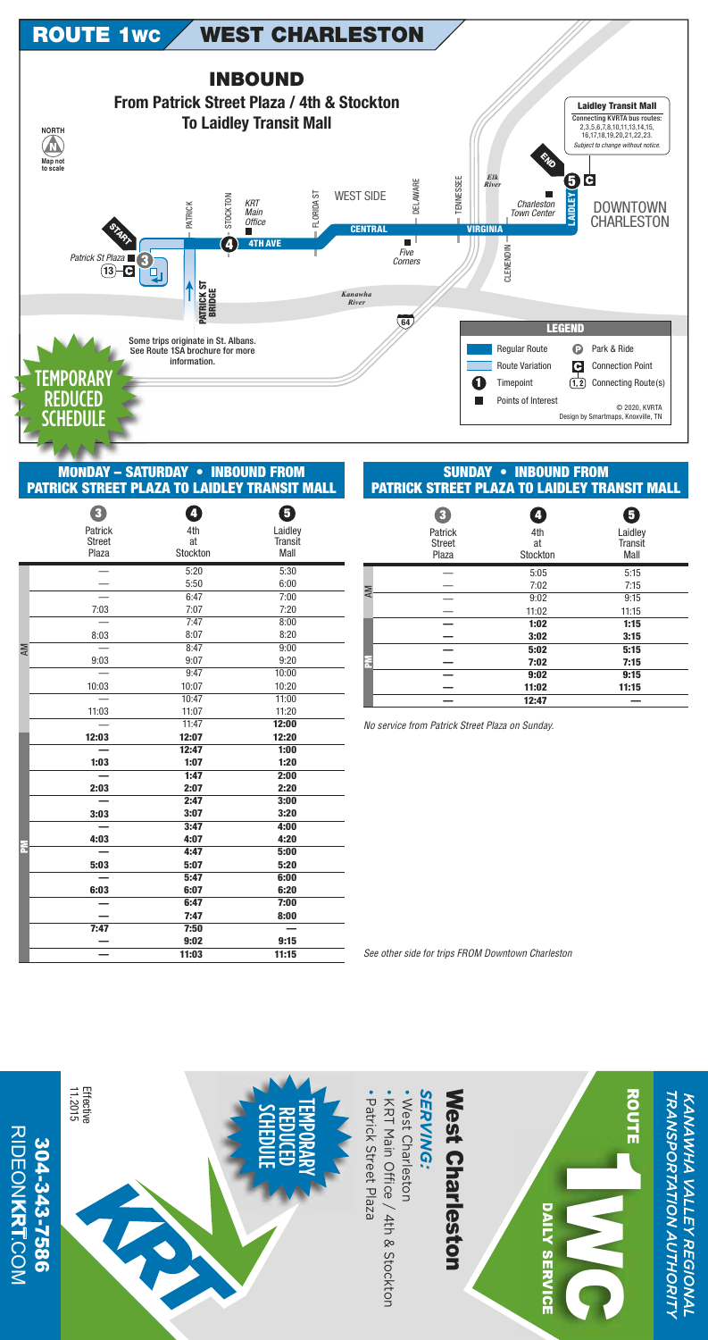# ROUTE 1wc WEST CHARLESTON

## INBOUND

**From Patrick Street Plaza / 4th & Stockton To Laidley Transit Mall**

NORTH

Map not to scale

START

Patrick St Plaza 3

13 C

PATRICK

STOCKTON

KRT Main Office

4 4TH AVE

PATRICK ST BRIDGE

FLORIDA ST

WEST SIDE

DELAWARE

CENTRAL

Five Corners

Kanawha River

64

TENNESSEE

Elk River

VIRGINIA

CLENDENIN

Charleston Town Center

LAIDLEY

END

5 C

DOWNTOWN CHARLESTON

**Laidley Transit Mall**
Connecting KVRTA bus routes: 2,3,5,6,7,8,10,11,13,14,15,16,17,18,19,20,21,22,23.
*Subject to change without notice.*

Some trips originate in St. Albans. See Route 1SA brochure for more information.

TEMPORARY REDUCED SCHEDULE

LEGEND

- Regular Route
- Route Variation
- Timepoint
- Points of Interest
- Park & Ride
- Connection Point
- Connecting Route(s)

© 2020, KVRTA
Design by Smartmaps, Knoxville, TN

## MONDAY – SATURDAY • INBOUND FROM PATRICK STREET PLAZA TO LAIDLEY TRANSIT MALL

| | 3 Patrick Street Plaza | 4 4th at Stockton | 5 Laidley Transit Mall |
|---|---|---|---|
| AM | — | 5:20 | 5:30 |
| AM | — | 5:50 | 6:00 |
| AM | — | 6:47 | 7:00 |
| AM | 7:03 | 7:07 | 7:20 |
| AM | — | 7:47 | 8:00 |
| AM | 8:03 | 8:07 | 8:20 |
| AM | — | 8:47 | 9:00 |
| AM | 9:03 | 9:07 | 9:20 |
| AM | — | 9:47 | 10:00 |
| AM | 10:03 | 10:07 | 10:20 |
| AM | — | 10:47 | 11:00 |
| AM | 11:03 | 11:07 | 11:20 |
| AM | — | 11:47 | **12:00** |
| PM | **12:03** | **12:07** | **12:20** |
| PM | **—** | **12:47** | **1:00** |
| PM | **1:03** | **1:07** | **1:20** |
| PM | **—** | **1:47** | **2:00** |
| PM | **2:03** | **2:07** | **2:20** |
| PM | **—** | **2:47** | **3:00** |
| PM | **3:03** | **3:07** | **3:20** |
| PM | **—** | **3:47** | **4:00** |
| PM | **4:03** | **4:07** | **4:20** |
| PM | **—** | **4:47** | **5:00** |
| PM | **5:03** | **5:07** | **5:20** |
| PM | **—** | **5:47** | **6:00** |
| PM | **6:03** | **6:07** | **6:20** |
| PM | **—** | **6:47** | **7:00** |
| PM | **—** | **7:47** | **8:00** |
| PM | **7:47** | **7:50** | **—** |
| PM | **—** | **9:02** | **9:15** |
| PM | **—** | **11:03** | **11:15** |

## SUNDAY • INBOUND FROM PATRICK STREET PLAZA TO LAIDLEY TRANSIT MALL

| | 3 Patrick Street Plaza | 4 4th at Stockton | 5 Laidley Transit Mall |
|---|---|---|---|
| AM | — | 5:05 | 5:15 |
| AM | — | 7:02 | 7:15 |
| AM | — | 9:02 | 9:15 |
| AM | — | 11:02 | 11:15 |
| PM | **—** | **1:02** | **1:15** |
| PM | **—** | **3:02** | **3:15** |
| PM | **—** | **5:02** | **5:15** |
| PM | **—** | **7:02** | **7:15** |
| PM | **—** | **9:02** | **9:15** |
| PM | **—** | **11:02** | **11:15** |
| PM | **—** | **12:47** | **—** |

*No service from Patrick Street Plaza on Sunday.*

*See other side for trips FROM Downtown Charleston*

*KANAWHA VALLEY REGIONAL TRANSPORTATION AUTHORITY*

**ROUTE 1WC**

**DAILY SERVICE**

# West Charleston

***SERVING:***

- West Charleston
- KRT Main Office / 4th & Stockton
- Patrick Street Plaza

TEMPORARY REDUCED SCHEDULE

Effective 11.2015

KRT

**304-343-7586**

RIDEON**KRT**.COM